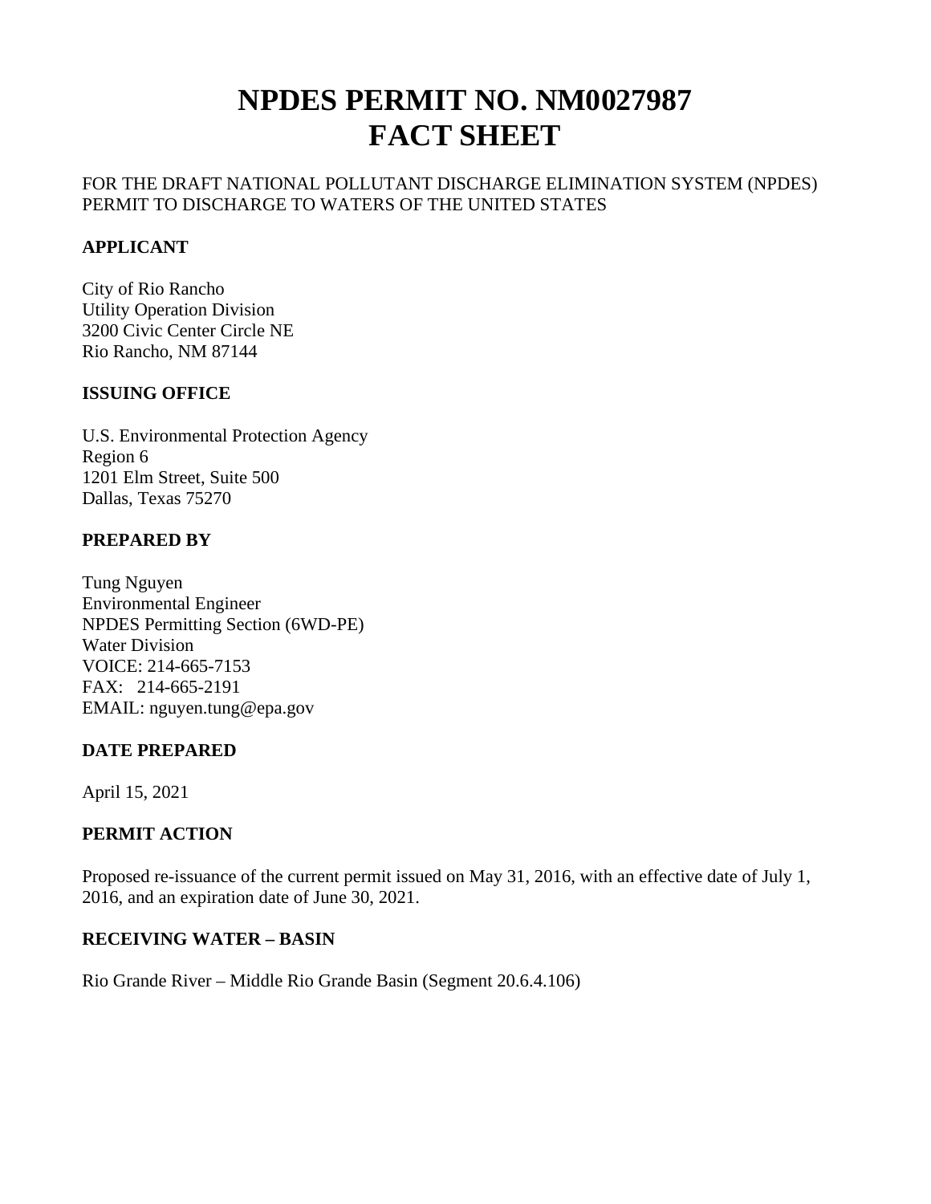# NPDES PERMIT NO. NM0027987
# FACT SHEET

FOR THE DRAFT NATIONAL POLLUTANT DISCHARGE ELIMINATION SYSTEM (NPDES) PERMIT TO DISCHARGE TO WATERS OF THE UNITED STATES

**APPLICANT**

City of Rio Rancho
Utility Operation Division
3200 Civic Center Circle NE
Rio Rancho, NM 87144

**ISSUING OFFICE**

U.S. Environmental Protection Agency
Region 6
1201 Elm Street, Suite 500
Dallas, Texas 75270

**PREPARED BY**

Tung Nguyen
Environmental Engineer
NPDES Permitting Section (6WD-PE)
Water Division
VOICE: 214-665-7153
FAX: 214-665-2191
EMAIL: nguyen.tung@epa.gov

**DATE PREPARED**

April 15, 2021

**PERMIT ACTION**

Proposed re-issuance of the current permit issued on May 31, 2016, with an effective date of July 1, 2016, and an expiration date of June 30, 2021.

**RECEIVING WATER – BASIN**

Rio Grande River – Middle Rio Grande Basin (Segment 20.6.4.106)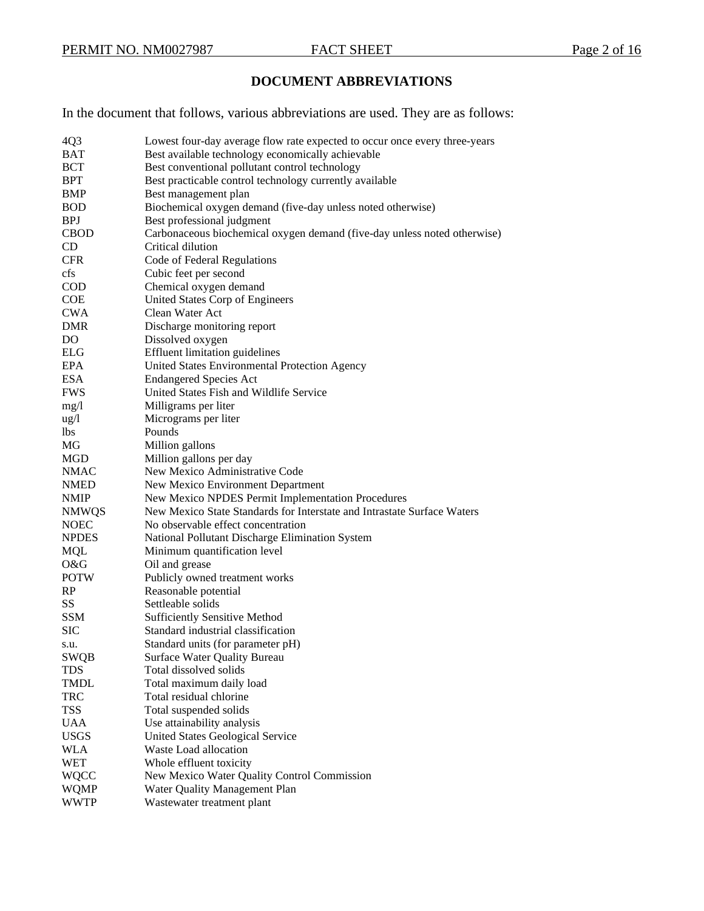## DOCUMENT ABBREVIATIONS

In the document that follows, various abbreviations are used. They are as follows:

| | |
|---|---|
| 4Q3 | Lowest four-day average flow rate expected to occur once every three-years |
| BAT | Best available technology economically achievable |
| BCT | Best conventional pollutant control technology |
| BPT | Best practicable control technology currently available |
| BMP | Best management plan |
| BOD | Biochemical oxygen demand (five-day unless noted otherwise) |
| BPJ | Best professional judgment |
| CBOD | Carbonaceous biochemical oxygen demand (five-day unless noted otherwise) |
| CD | Critical dilution |
| CFR | Code of Federal Regulations |
| cfs | Cubic feet per second |
| COD | Chemical oxygen demand |
| COE | United States Corp of Engineers |
| CWA | Clean Water Act |
| DMR | Discharge monitoring report |
| DO | Dissolved oxygen |
| ELG | Effluent limitation guidelines |
| EPA | United States Environmental Protection Agency |
| ESA | Endangered Species Act |
| FWS | United States Fish and Wildlife Service |
| mg/l | Milligrams per liter |
| ug/l | Micrograms per liter |
| lbs | Pounds |
| MG | Million gallons |
| MGD | Million gallons per day |
| NMAC | New Mexico Administrative Code |
| NMED | New Mexico Environment Department |
| NMIP | New Mexico NPDES Permit Implementation Procedures |
| NMWQS | New Mexico State Standards for Interstate and Intrastate Surface Waters |
| NOEC | No observable effect concentration |
| NPDES | National Pollutant Discharge Elimination System |
| MQL | Minimum quantification level |
| O&G | Oil and grease |
| POTW | Publicly owned treatment works |
| RP | Reasonable potential |
| SS | Settleable solids |
| SSM | Sufficiently Sensitive Method |
| SIC | Standard industrial classification |
| s.u. | Standard units (for parameter pH) |
| SWQB | Surface Water Quality Bureau |
| TDS | Total dissolved solids |
| TMDL | Total maximum daily load |
| TRC | Total residual chlorine |
| TSS | Total suspended solids |
| UAA | Use attainability analysis |
| USGS | United States Geological Service |
| WLA | Waste Load allocation |
| WET | Whole effluent toxicity |
| WQCC | New Mexico Water Quality Control Commission |
| WQMP | Water Quality Management Plan |
| WWTP | Wastewater treatment plant |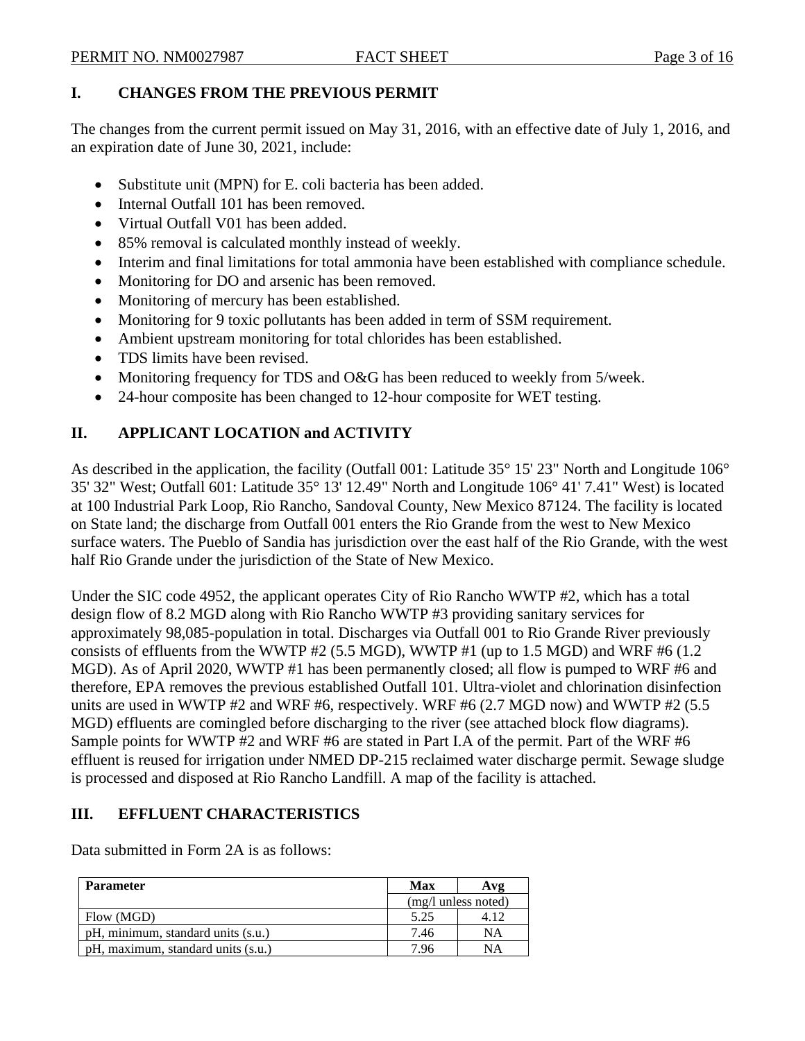## I. CHANGES FROM THE PREVIOUS PERMIT

The changes from the current permit issued on May 31, 2016, with an effective date of July 1, 2016, and an expiration date of June 30, 2021, include:

- Substitute unit (MPN) for E. coli bacteria has been added.
- Internal Outfall 101 has been removed.
- Virtual Outfall V01 has been added.
- 85% removal is calculated monthly instead of weekly.
- Interim and final limitations for total ammonia have been established with compliance schedule.
- Monitoring for DO and arsenic has been removed.
- Monitoring of mercury has been established.
- Monitoring for 9 toxic pollutants has been added in term of SSM requirement.
- Ambient upstream monitoring for total chlorides has been established.
- TDS limits have been revised.
- Monitoring frequency for TDS and O&G has been reduced to weekly from 5/week.
- 24-hour composite has been changed to 12-hour composite for WET testing.

## II. APPLICANT LOCATION and ACTIVITY

As described in the application, the facility (Outfall 001: Latitude 35° 15' 23" North and Longitude 106° 35' 32" West; Outfall 601: Latitude 35° 13' 12.49" North and Longitude 106° 41' 7.41" West) is located at 100 Industrial Park Loop, Rio Rancho, Sandoval County, New Mexico 87124. The facility is located on State land; the discharge from Outfall 001 enters the Rio Grande from the west to New Mexico surface waters. The Pueblo of Sandia has jurisdiction over the east half of the Rio Grande, with the west half Rio Grande under the jurisdiction of the State of New Mexico.

Under the SIC code 4952, the applicant operates City of Rio Rancho WWTP #2, which has a total design flow of 8.2 MGD along with Rio Rancho WWTP #3 providing sanitary services for approximately 98,085-population in total. Discharges via Outfall 001 to Rio Grande River previously consists of effluents from the WWTP #2 (5.5 MGD), WWTP #1 (up to 1.5 MGD) and WRF #6 (1.2 MGD). As of April 2020, WWTP #1 has been permanently closed; all flow is pumped to WRF #6 and therefore, EPA removes the previous established Outfall 101. Ultra-violet and chlorination disinfection units are used in WWTP #2 and WRF #6, respectively. WRF #6 (2.7 MGD now) and WWTP #2 (5.5 MGD) effluents are comingled before discharging to the river (see attached block flow diagrams). Sample points for WWTP #2 and WRF #6 are stated in Part I.A of the permit. Part of the WRF #6 effluent is reused for irrigation under NMED DP-215 reclaimed water discharge permit. Sewage sludge is processed and disposed at Rio Rancho Landfill. A map of the facility is attached.

## III. EFFLUENT CHARACTERISTICS

Data submitted in Form 2A is as follows:

| Parameter | Max | Avg |
|---|---|---|
| | (mg/l unless noted) | |
| Flow (MGD) | 5.25 | 4.12 |
| pH, minimum, standard units (s.u.) | 7.46 | NA |
| pH, maximum, standard units (s.u.) | 7.96 | NA |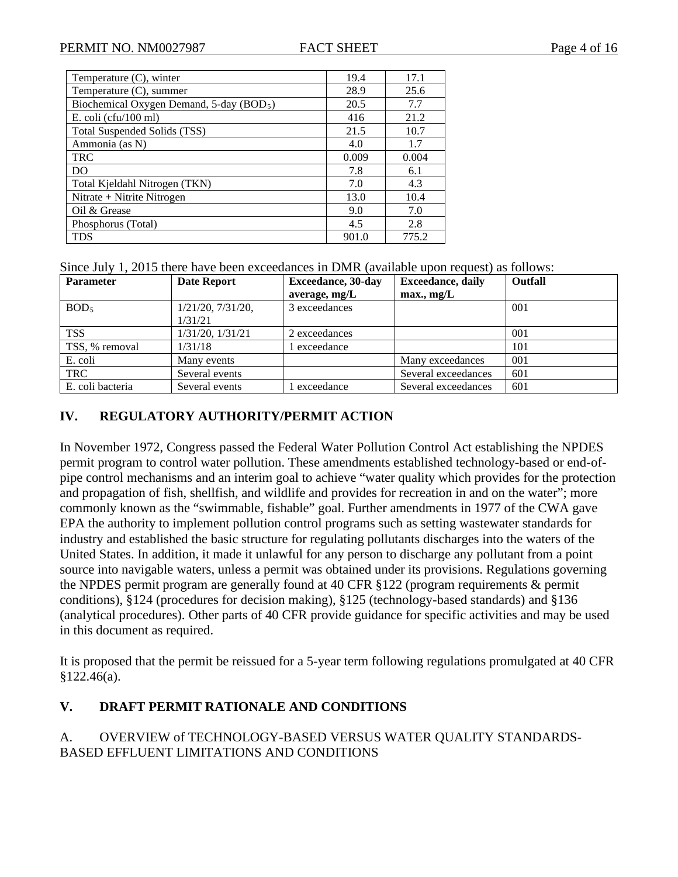| | | |
|---|---|---|
| Temperature (C), winter | 19.4 | 17.1 |
| Temperature (C), summer | 28.9 | 25.6 |
| Biochemical Oxygen Demand, 5-day ($BOD_5$) | 20.5 | 7.7 |
| E. coli (cfu/100 ml) | 416 | 21.2 |
| Total Suspended Solids (TSS) | 21.5 | 10.7 |
| Ammonia (as N) | 4.0 | 1.7 |
| TRC | 0.009 | 0.004 |
| DO | 7.8 | 6.1 |
| Total Kjeldahl Nitrogen (TKN) | 7.0 | 4.3 |
| Nitrate + Nitrite Nitrogen | 13.0 | 10.4 |
| Oil & Grease | 9.0 | 7.0 |
| Phosphorus (Total) | 4.5 | 2.8 |
| TDS | 901.0 | 775.2 |

Since July 1, 2015 there have been exceedances in DMR (available upon request) as follows:

| Parameter | Date Report | Exceedance, 30-day average, mg/L | Exceedance, daily max., mg/L | Outfall |
|---|---|---|---|---|
| $BOD_5$ | 1/21/20, 7/31/20, 1/31/21 | 3 exceedances | | 001 |
| TSS | 1/31/20, 1/31/21 | 2 exceedances | | 001 |
| TSS, % removal | 1/31/18 | 1 exceedance | | 101 |
| E. coli | Many events | | Many exceedances | 001 |
| TRC | Several events | | Several exceedances | 601 |
| E. coli bacteria | Several events | 1 exceedance | Several exceedances | 601 |

## IV. REGULATORY AUTHORITY/PERMIT ACTION

In November 1972, Congress passed the Federal Water Pollution Control Act establishing the NPDES permit program to control water pollution. These amendments established technology-based or end-of-pipe control mechanisms and an interim goal to achieve "water quality which provides for the protection and propagation of fish, shellfish, and wildlife and provides for recreation in and on the water"; more commonly known as the "swimmable, fishable" goal. Further amendments in 1977 of the CWA gave EPA the authority to implement pollution control programs such as setting wastewater standards for industry and established the basic structure for regulating pollutants discharges into the waters of the United States. In addition, it made it unlawful for any person to discharge any pollutant from a point source into navigable waters, unless a permit was obtained under its provisions. Regulations governing the NPDES permit program are generally found at 40 CFR §122 (program requirements & permit conditions), §124 (procedures for decision making), §125 (technology-based standards) and §136 (analytical procedures). Other parts of 40 CFR provide guidance for specific activities and may be used in this document as required.

It is proposed that the permit be reissued for a 5-year term following regulations promulgated at 40 CFR §122.46(a).

## V. DRAFT PERMIT RATIONALE AND CONDITIONS

### A. OVERVIEW of TECHNOLOGY-BASED VERSUS WATER QUALITY STANDARDS-BASED EFFLUENT LIMITATIONS AND CONDITIONS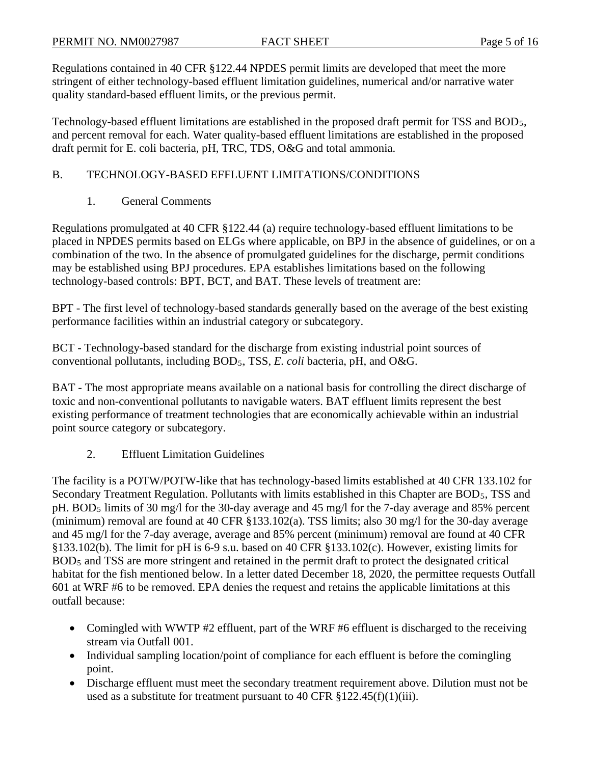Regulations contained in 40 CFR §122.44 NPDES permit limits are developed that meet the more stringent of either technology-based effluent limitation guidelines, numerical and/or narrative water quality standard-based effluent limits, or the previous permit.

Technology-based effluent limitations are established in the proposed draft permit for TSS and $BOD_5$, and percent removal for each. Water quality-based effluent limitations are established in the proposed draft permit for E. coli bacteria, pH, TRC, TDS, O&G and total ammonia.

## B. TECHNOLOGY-BASED EFFLUENT LIMITATIONS/CONDITIONS

### 1. General Comments

Regulations promulgated at 40 CFR §122.44 (a) require technology-based effluent limitations to be placed in NPDES permits based on ELGs where applicable, on BPJ in the absence of guidelines, or on a combination of the two. In the absence of promulgated guidelines for the discharge, permit conditions may be established using BPJ procedures. EPA establishes limitations based on the following technology-based controls: BPT, BCT, and BAT. These levels of treatment are:

BPT - The first level of technology-based standards generally based on the average of the best existing performance facilities within an industrial category or subcategory.

BCT - Technology-based standard for the discharge from existing industrial point sources of conventional pollutants, including $BOD_5$, TSS, *E. coli* bacteria, pH, and O&G.

BAT - The most appropriate means available on a national basis for controlling the direct discharge of toxic and non-conventional pollutants to navigable waters. BAT effluent limits represent the best existing performance of treatment technologies that are economically achievable within an industrial point source category or subcategory.

### 2. Effluent Limitation Guidelines

The facility is a POTW/POTW-like that has technology-based limits established at 40 CFR 133.102 for Secondary Treatment Regulation. Pollutants with limits established in this Chapter are $BOD_5$, TSS and pH. $BOD_5$ limits of 30 mg/l for the 30-day average and 45 mg/l for the 7-day average and 85% percent (minimum) removal are found at 40 CFR §133.102(a). TSS limits; also 30 mg/l for the 30-day average and 45 mg/l for the 7-day average, average and 85% percent (minimum) removal are found at 40 CFR §133.102(b). The limit for pH is 6-9 s.u. based on 40 CFR §133.102(c). However, existing limits for $BOD_5$ and TSS are more stringent and retained in the permit draft to protect the designated critical habitat for the fish mentioned below. In a letter dated December 18, 2020, the permittee requests Outfall 601 at WRF #6 to be removed. EPA denies the request and retains the applicable limitations at this outfall because:

- Comingled with WWTP #2 effluent, part of the WRF #6 effluent is discharged to the receiving stream via Outfall 001.
- Individual sampling location/point of compliance for each effluent is before the comingling point.
- Discharge effluent must meet the secondary treatment requirement above. Dilution must not be used as a substitute for treatment pursuant to 40 CFR §122.45(f)(1)(iii).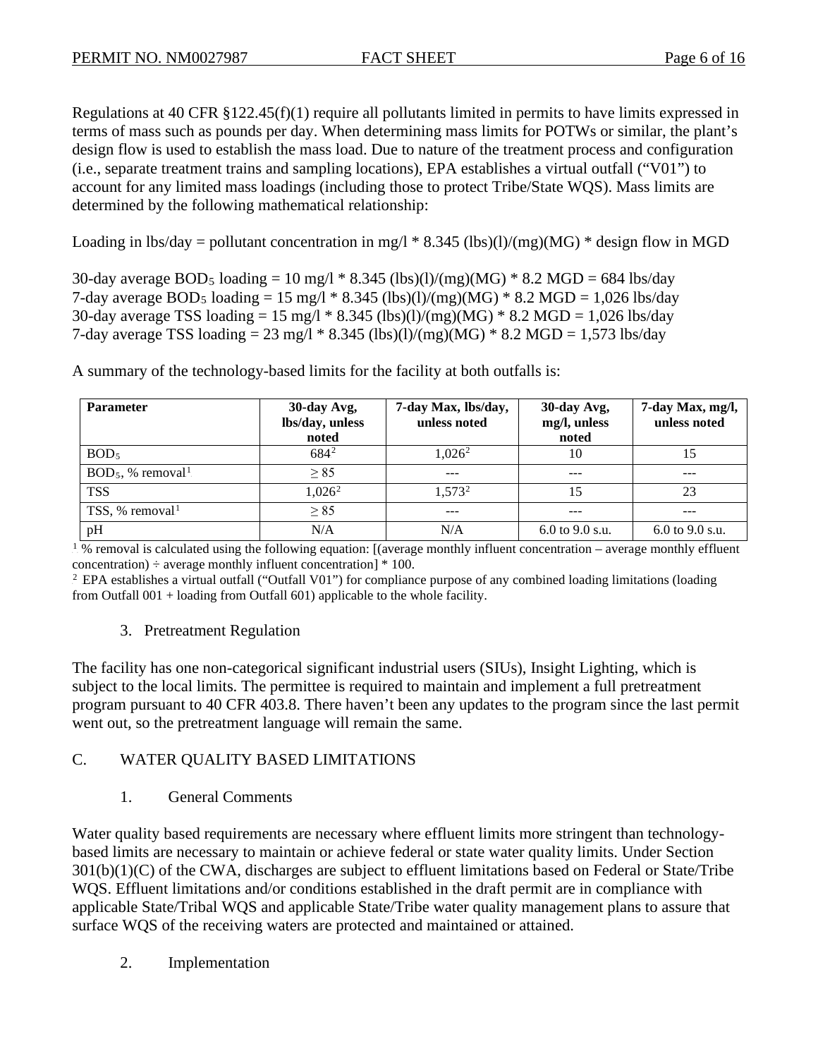Regulations at 40 CFR §122.45(f)(1) require all pollutants limited in permits to have limits expressed in terms of mass such as pounds per day. When determining mass limits for POTWs or similar, the plant's design flow is used to establish the mass load. Due to nature of the treatment process and configuration (i.e., separate treatment trains and sampling locations), EPA establishes a virtual outfall ("V01") to account for any limited mass loadings (including those to protect Tribe/State WQS). Mass limits are determined by the following mathematical relationship:

Loading in lbs/day = pollutant concentration in mg/l * 8.345 (lbs)(l)/(mg)(MG) * design flow in MGD

30-day average $BOD_5$ loading = 10 mg/l * 8.345 (lbs)(l)/(mg)(MG) * 8.2 MGD = 684 lbs/day
7-day average $BOD_5$ loading = 15 mg/l * 8.345 (lbs)(l)/(mg)(MG) * 8.2 MGD = 1,026 lbs/day
30-day average TSS loading = 15 mg/l * 8.345 (lbs)(l)/(mg)(MG) * 8.2 MGD = 1,026 lbs/day
7-day average TSS loading = 23 mg/l * 8.345 (lbs)(l)/(mg)(MG) * 8.2 MGD = 1,573 lbs/day

A summary of the technology-based limits for the facility at both outfalls is:

| Parameter | 30-day Avg, lbs/day, unless noted | 7-day Max, lbs/day, unless noted | 30-day Avg, mg/l, unless noted | 7-day Max, mg/l, unless noted |
|---|---|---|---|---|
| $BOD_5$ | 684[2] | 1,026[2] | 10 | 15 |
| $BOD_5$, % removal[1] | ≥ 85 | --- | --- | --- |
| TSS | 1,026[2] | 1,573[2] | 15 | 23 |
| TSS, % removal[1] | ≥ 85 | --- | --- | --- |
| pH | N/A | N/A | 6.0 to 9.0 s.u. | 6.0 to 9.0 s.u. |

[1] % removal is calculated using the following equation: [(average monthly influent concentration – average monthly effluent concentration) ÷ average monthly influent concentration] * 100.
[2] EPA establishes a virtual outfall ("Outfall V01") for compliance purpose of any combined loading limitations (loading from Outfall 001 + loading from Outfall 601) applicable to the whole facility.

3. Pretreatment Regulation

The facility has one non-categorical significant industrial users (SIUs), Insight Lighting, which is subject to the local limits. The permittee is required to maintain and implement a full pretreatment program pursuant to 40 CFR 403.8. There haven't been any updates to the program since the last permit went out, so the pretreatment language will remain the same.

## C. WATER QUALITY BASED LIMITATIONS

### 1. General Comments

Water quality based requirements are necessary where effluent limits more stringent than technology-based limits are necessary to maintain or achieve federal or state water quality limits. Under Section 301(b)(1)(C) of the CWA, discharges are subject to effluent limitations based on Federal or State/Tribe WQS. Effluent limitations and/or conditions established in the draft permit are in compliance with applicable State/Tribal WQS and applicable State/Tribe water quality management plans to assure that surface WQS of the receiving waters are protected and maintained or attained.

### 2. Implementation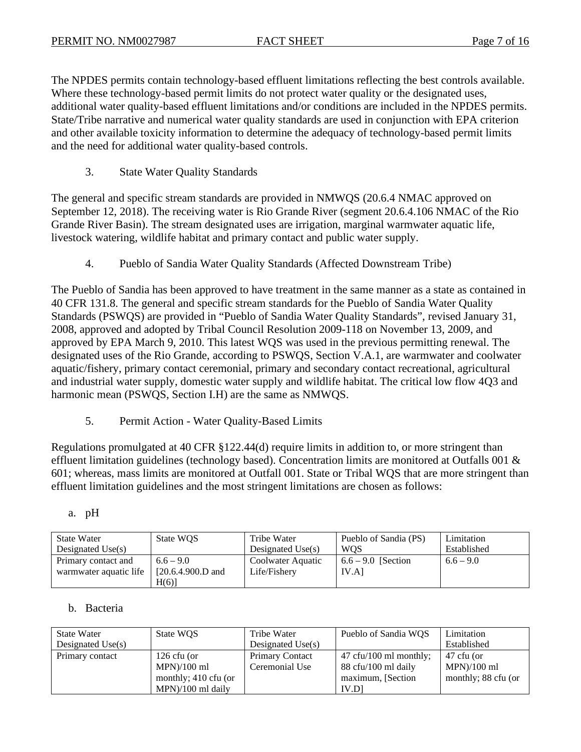The NPDES permits contain technology-based effluent limitations reflecting the best controls available. Where these technology-based permit limits do not protect water quality or the designated uses, additional water quality-based effluent limitations and/or conditions are included in the NPDES permits. State/Tribe narrative and numerical water quality standards are used in conjunction with EPA criterion and other available toxicity information to determine the adequacy of technology-based permit limits and the need for additional water quality-based controls.

### 3. State Water Quality Standards

The general and specific stream standards are provided in NMWQS (20.6.4 NMAC approved on September 12, 2018). The receiving water is Rio Grande River (segment 20.6.4.106 NMAC of the Rio Grande River Basin). The stream designated uses are irrigation, marginal warmwater aquatic life, livestock watering, wildlife habitat and primary contact and public water supply.

### 4. Pueblo of Sandia Water Quality Standards (Affected Downstream Tribe)

The Pueblo of Sandia has been approved to have treatment in the same manner as a state as contained in 40 CFR 131.8. The general and specific stream standards for the Pueblo of Sandia Water Quality Standards (PSWQS) are provided in "Pueblo of Sandia Water Quality Standards", revised January 31, 2008, approved and adopted by Tribal Council Resolution 2009-118 on November 13, 2009, and approved by EPA March 9, 2010. This latest WQS was used in the previous permitting renewal. The designated uses of the Rio Grande, according to PSWQS, Section V.A.1, are warmwater and coolwater aquatic/fishery, primary contact ceremonial, primary and secondary contact recreational, agricultural and industrial water supply, domestic water supply and wildlife habitat. The critical low flow 4Q3 and harmonic mean (PSWQS, Section I.H) are the same as NMWQS.

### 5. Permit Action - Water Quality-Based Limits

Regulations promulgated at 40 CFR §122.44(d) require limits in addition to, or more stringent than effluent limitation guidelines (technology based). Concentration limits are monitored at Outfalls 001 & 601; whereas, mass limits are monitored at Outfall 001. State or Tribal WQS that are more stringent than effluent limitation guidelines and the most stringent limitations are chosen as follows:

a. pH

| State Water Designated Use(s) | State WQS | Tribe Water Designated Use(s) | Pueblo of Sandia (PS) WQS | Limitation Established |
|---|---|---|---|---|
| Primary contact and warmwater aquatic life | 6.6 – 9.0 [20.6.4.900.D and H(6)] | Coolwater Aquatic Life/Fishery | 6.6 – 9.0 [Section IV.A] | 6.6 – 9.0 |

b. Bacteria

| State Water Designated Use(s) | State WQS | Tribe Water Designated Use(s) | Pueblo of Sandia WQS | Limitation Established |
|---|---|---|---|---|
| Primary contact | 126 cfu (or MPN)/100 ml monthly; 410 cfu (or MPN)/100 ml daily | Primary Contact Ceremonial Use | 47 cfu/100 ml monthly; 88 cfu/100 ml daily maximum, [Section IV.D] | 47 cfu (or MPN)/100 ml monthly; 88 cfu (or |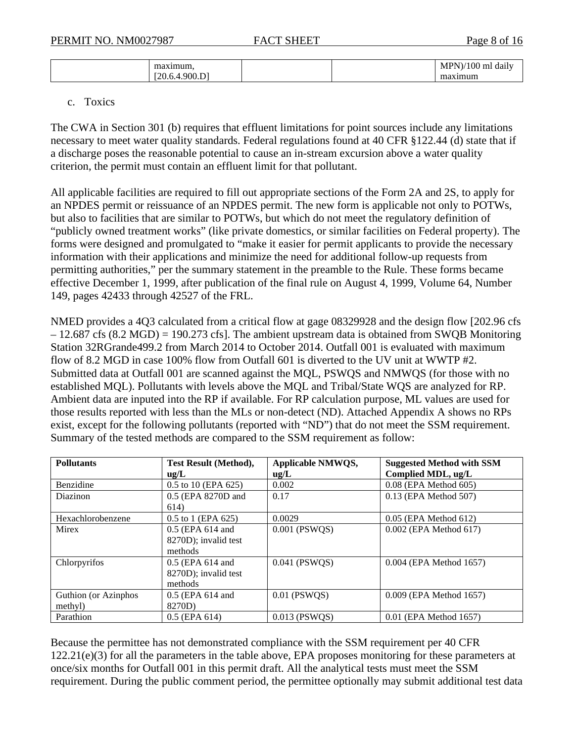| | maximum, [20.6.4.900.D] | | | MPN)/100 ml daily maximum |
|---|---|---|---|---|

c. Toxics

The CWA in Section 301 (b) requires that effluent limitations for point sources include any limitations necessary to meet water quality standards. Federal regulations found at 40 CFR §122.44 (d) state that if a discharge poses the reasonable potential to cause an in-stream excursion above a water quality criterion, the permit must contain an effluent limit for that pollutant.

All applicable facilities are required to fill out appropriate sections of the Form 2A and 2S, to apply for an NPDES permit or reissuance of an NPDES permit. The new form is applicable not only to POTWs, but also to facilities that are similar to POTWs, but which do not meet the regulatory definition of "publicly owned treatment works" (like private domestics, or similar facilities on Federal property). The forms were designed and promulgated to "make it easier for permit applicants to provide the necessary information with their applications and minimize the need for additional follow-up requests from permitting authorities," per the summary statement in the preamble to the Rule. These forms became effective December 1, 1999, after publication of the final rule on August 4, 1999, Volume 64, Number 149, pages 42433 through 42527 of the FRL.

NMED provides a 4Q3 calculated from a critical flow at gage 08329928 and the design flow [202.96 cfs – 12.687 cfs (8.2 MGD) = 190.273 cfs]. The ambient upstream data is obtained from SWQB Monitoring Station 32RGrande499.2 from March 2014 to October 2014. Outfall 001 is evaluated with maximum flow of 8.2 MGD in case 100% flow from Outfall 601 is diverted to the UV unit at WWTP #2. Submitted data at Outfall 001 are scanned against the MQL, PSWQS and NMWQS (for those with no established MQL). Pollutants with levels above the MQL and Tribal/State WQS are analyzed for RP. Ambient data are inputed into the RP if available. For RP calculation purpose, ML values are used for those results reported with less than the MLs or non-detect (ND). Attached Appendix A shows no RPs exist, except for the following pollutants (reported with "ND") that do not meet the SSM requirement. Summary of the tested methods are compared to the SSM requirement as follow:

| **Pollutants** | **Test Result (Method), ug/L** | **Applicable NMWQS, ug/L** | **Suggested Method with SSM Complied MDL, ug/L** |
|---|---|---|---|
| Benzidine | 0.5 to 10 (EPA 625) | 0.002 | 0.08 (EPA Method 605) |
| Diazinon | 0.5 (EPA 8270D and 614) | 0.17 | 0.13 (EPA Method 507) |
| Hexachlorobenzene | 0.5 to 1 (EPA 625) | 0.0029 | 0.05 (EPA Method 612) |
| Mirex | 0.5 (EPA 614 and 8270D); invalid test methods | 0.001 (PSWQS) | 0.002 (EPA Method 617) |
| Chlorpyrifos | 0.5 (EPA 614 and 8270D); invalid test methods | 0.041 (PSWQS) | 0.004 (EPA Method 1657) |
| Guthion (or Azinphos methyl) | 0.5 (EPA 614 and 8270D) | 0.01 (PSWQS) | 0.009 (EPA Method 1657) |
| Parathion | 0.5 (EPA 614) | 0.013 (PSWQS) | 0.01 (EPA Method 1657) |

Because the permittee has not demonstrated compliance with the SSM requirement per 40 CFR 122.21(e)(3) for all the parameters in the table above, EPA proposes monitoring for these parameters at once/six months for Outfall 001 in this permit draft. All the analytical tests must meet the SSM requirement. During the public comment period, the permittee optionally may submit additional test data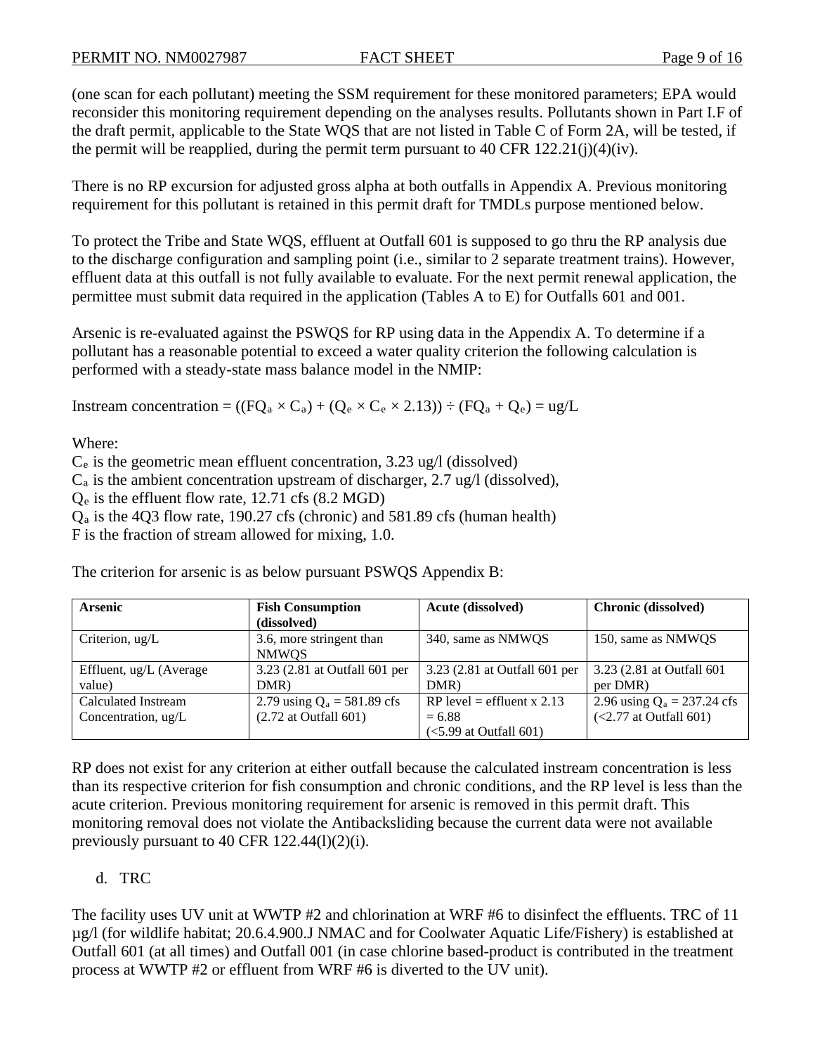(one scan for each pollutant) meeting the SSM requirement for these monitored parameters; EPA would reconsider this monitoring requirement depending on the analyses results. Pollutants shown in Part I.F of the draft permit, applicable to the State WQS that are not listed in Table C of Form 2A, will be tested, if the permit will be reapplied, during the permit term pursuant to 40 CFR 122.21(j)(4)(iv).

There is no RP excursion for adjusted gross alpha at both outfalls in Appendix A. Previous monitoring requirement for this pollutant is retained in this permit draft for TMDLs purpose mentioned below.

To protect the Tribe and State WQS, effluent at Outfall 601 is supposed to go thru the RP analysis due to the discharge configuration and sampling point (i.e., similar to 2 separate treatment trains). However, effluent data at this outfall is not fully available to evaluate. For the next permit renewal application, the permittee must submit data required in the application (Tables A to E) for Outfalls 601 and 001.

Arsenic is re-evaluated against the PSWQS for RP using data in the Appendix A. To determine if a pollutant has a reasonable potential to exceed a water quality criterion the following calculation is performed with a steady-state mass balance model in the NMIP:

Instream concentration = $((FQ_a \times C_a) + (Q_e \times C_e \times 2.13)) \div (FQ_a + Q_e)$ = ug/L

Where:
$C_e$ is the geometric mean effluent concentration, 3.23 ug/l (dissolved)
$C_a$ is the ambient concentration upstream of discharger, 2.7 ug/l (dissolved),
$Q_e$ is the effluent flow rate, 12.71 cfs (8.2 MGD)
$Q_a$ is the 4Q3 flow rate, 190.27 cfs (chronic) and 581.89 cfs (human health)
F is the fraction of stream allowed for mixing, 1.0.

The criterion for arsenic is as below pursuant PSWQS Appendix B:

| **Arsenic** | **Fish Consumption (dissolved)** | **Acute (dissolved)** | **Chronic (dissolved)** |
|---|---|---|---|
| Criterion, ug/L | 3.6, more stringent than NMWQS | 340, same as NMWQS | 150, same as NMWQS |
| Effluent, ug/L (Average value) | 3.23 (2.81 at Outfall 601 per DMR) | 3.23 (2.81 at Outfall 601 per DMR) | 3.23 (2.81 at Outfall 601 per DMR) |
| Calculated Instream Concentration, ug/L | 2.79 using $Q_a$ = 581.89 cfs (2.72 at Outfall 601) | RP level = effluent x 2.13 = 6.88 (<5.99 at Outfall 601) | 2.96 using $Q_a$ = 237.24 cfs (<2.77 at Outfall 601) |

RP does not exist for any criterion at either outfall because the calculated instream concentration is less than its respective criterion for fish consumption and chronic conditions, and the RP level is less than the acute criterion. Previous monitoring requirement for arsenic is removed in this permit draft. This monitoring removal does not violate the Antibacksliding because the current data were not available previously pursuant to 40 CFR 122.44(l)(2)(i).

d. TRC

The facility uses UV unit at WWTP #2 and chlorination at WRF #6 to disinfect the effluents. TRC of 11 µg/l (for wildlife habitat; 20.6.4.900.J NMAC and for Coolwater Aquatic Life/Fishery) is established at Outfall 601 (at all times) and Outfall 001 (in case chlorine based-product is contributed in the treatment process at WWTP #2 or effluent from WRF #6 is diverted to the UV unit).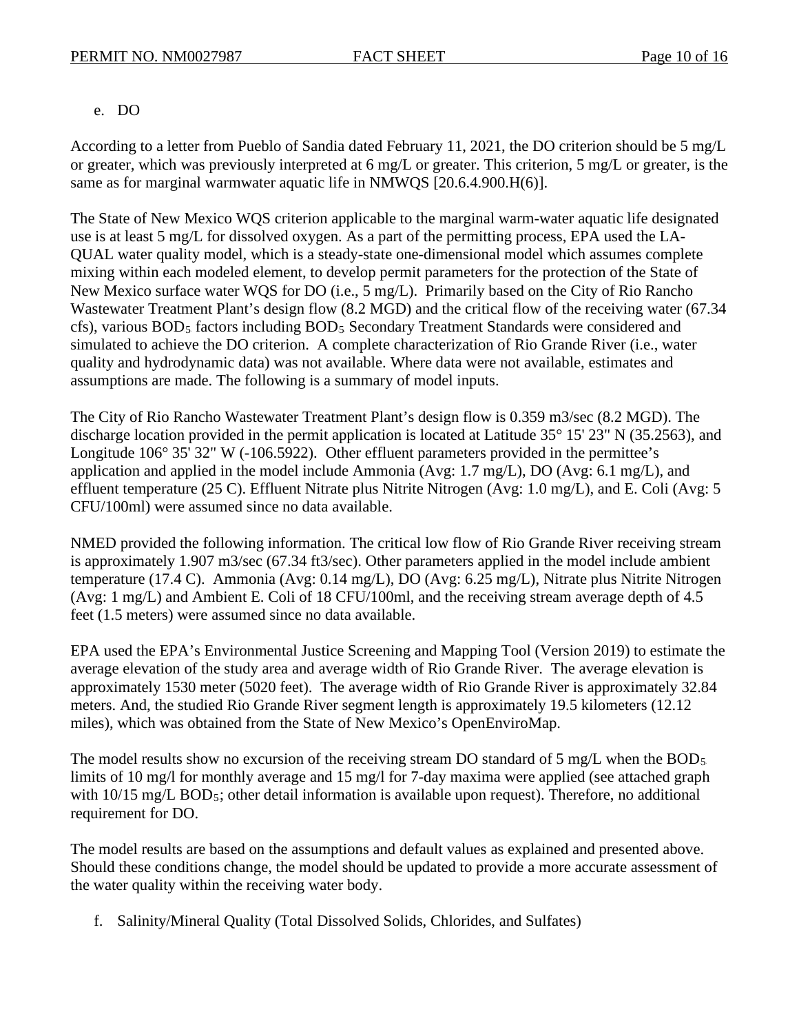e. DO

According to a letter from Pueblo of Sandia dated February 11, 2021, the DO criterion should be 5 mg/L or greater, which was previously interpreted at 6 mg/L or greater. This criterion, 5 mg/L or greater, is the same as for marginal warmwater aquatic life in NMWQS [20.6.4.900.H(6)].

The State of New Mexico WQS criterion applicable to the marginal warm-water aquatic life designated use is at least 5 mg/L for dissolved oxygen. As a part of the permitting process, EPA used the LA-QUAL water quality model, which is a steady-state one-dimensional model which assumes complete mixing within each modeled element, to develop permit parameters for the protection of the State of New Mexico surface water WQS for DO (i.e., 5 mg/L). Primarily based on the City of Rio Rancho Wastewater Treatment Plant's design flow (8.2 MGD) and the critical flow of the receiving water (67.34 cfs), various $BOD_5$ factors including $BOD_5$ Secondary Treatment Standards were considered and simulated to achieve the DO criterion. A complete characterization of Rio Grande River (i.e., water quality and hydrodynamic data) was not available. Where data were not available, estimates and assumptions are made. The following is a summary of model inputs.

The City of Rio Rancho Wastewater Treatment Plant's design flow is 0.359 m3/sec (8.2 MGD). The discharge location provided in the permit application is located at Latitude 35° 15' 23" N (35.2563), and Longitude 106° 35' 32" W (-106.5922). Other effluent parameters provided in the permittee's application and applied in the model include Ammonia (Avg: 1.7 mg/L), DO (Avg: 6.1 mg/L), and effluent temperature (25 C). Effluent Nitrate plus Nitrite Nitrogen (Avg: 1.0 mg/L), and E. Coli (Avg: 5 CFU/100ml) were assumed since no data available.

NMED provided the following information. The critical low flow of Rio Grande River receiving stream is approximately 1.907 m3/sec (67.34 ft3/sec). Other parameters applied in the model include ambient temperature (17.4 C). Ammonia (Avg: 0.14 mg/L), DO (Avg: 6.25 mg/L), Nitrate plus Nitrite Nitrogen (Avg: 1 mg/L) and Ambient E. Coli of 18 CFU/100ml, and the receiving stream average depth of 4.5 feet (1.5 meters) were assumed since no data available.

EPA used the EPA's Environmental Justice Screening and Mapping Tool (Version 2019) to estimate the average elevation of the study area and average width of Rio Grande River. The average elevation is approximately 1530 meter (5020 feet). The average width of Rio Grande River is approximately 32.84 meters. And, the studied Rio Grande River segment length is approximately 19.5 kilometers (12.12 miles), which was obtained from the State of New Mexico's OpenEnviroMap.

The model results show no excursion of the receiving stream DO standard of 5 mg/L when the $BOD_5$ limits of 10 mg/l for monthly average and 15 mg/l for 7-day maxima were applied (see attached graph with 10/15 mg/L $BOD_5$; other detail information is available upon request). Therefore, no additional requirement for DO.

The model results are based on the assumptions and default values as explained and presented above. Should these conditions change, the model should be updated to provide a more accurate assessment of the water quality within the receiving water body.

f. Salinity/Mineral Quality (Total Dissolved Solids, Chlorides, and Sulfates)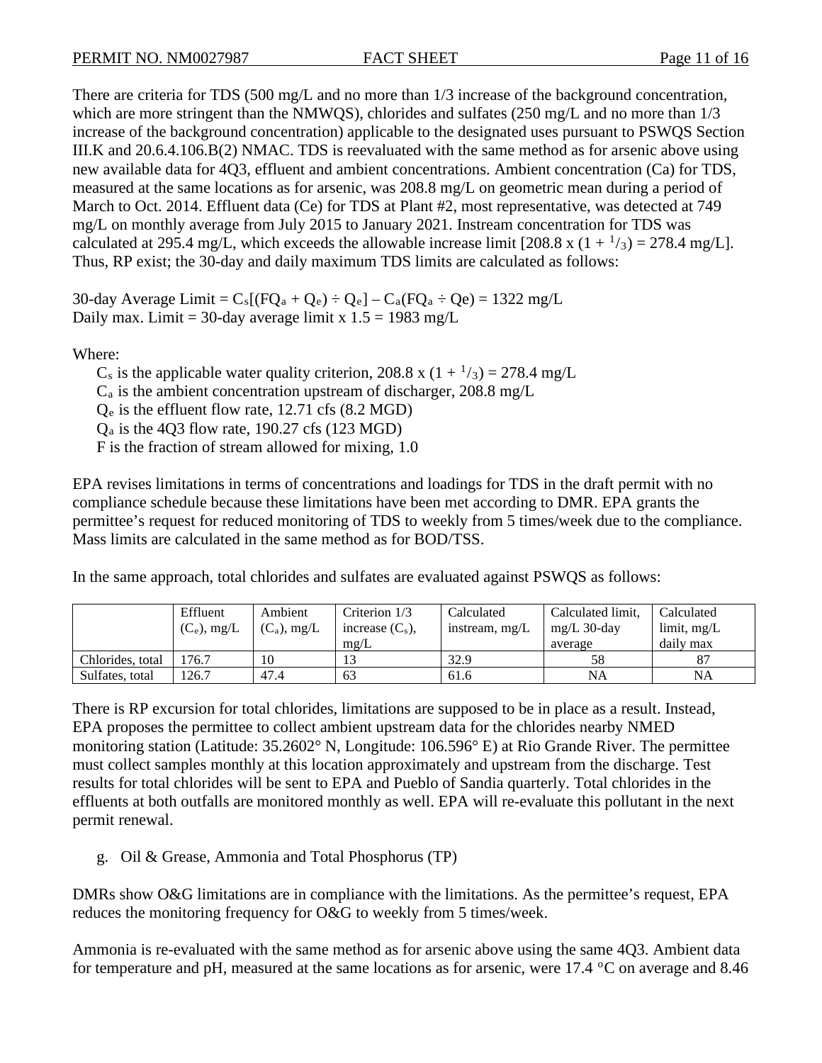There are criteria for TDS (500 mg/L and no more than 1/3 increase of the background concentration, which are more stringent than the NMWQS), chlorides and sulfates (250 mg/L and no more than 1/3 increase of the background concentration) applicable to the designated uses pursuant to PSWQS Section III.K and 20.6.4.106.B(2) NMAC. TDS is reevaluated with the same method as for arsenic above using new available data for 4Q3, effluent and ambient concentrations. Ambient concentration (Ca) for TDS, measured at the same locations as for arsenic, was 208.8 mg/L on geometric mean during a period of March to Oct. 2014. Effluent data (Ce) for TDS at Plant #2, most representative, was detected at 749 mg/L on monthly average from July 2015 to January 2021. Instream concentration for TDS was calculated at 295.4 mg/L, which exceeds the allowable increase limit [208.8 x $(1 + {}^{1}/_{3})$ = 278.4 mg/L]. Thus, RP exist; the 30-day and daily maximum TDS limits are calculated as follows:

30-day Average Limit = $C_s[(FQ_a + Q_e) \div Q_e] - C_a(FQ_a \div Qe)$ = 1322 mg/L
Daily max. Limit = 30-day average limit x 1.5 = 1983 mg/L

Where:

- $C_s$ is the applicable water quality criterion, 208.8 x $(1 + {}^{1}/_{3})$ = 278.4 mg/L
- $C_a$ is the ambient concentration upstream of discharger, 208.8 mg/L
- $Q_e$ is the effluent flow rate, 12.71 cfs (8.2 MGD)
- $Q_a$ is the 4Q3 flow rate, 190.27 cfs (123 MGD)
- F is the fraction of stream allowed for mixing, 1.0

EPA revises limitations in terms of concentrations and loadings for TDS in the draft permit with no compliance schedule because these limitations have been met according to DMR. EPA grants the permittee's request for reduced monitoring of TDS to weekly from 5 times/week due to the compliance. Mass limits are calculated in the same method as for BOD/TSS.

In the same approach, total chlorides and sulfates are evaluated against PSWQS as follows:

| | Effluent ($C_e$), mg/L | Ambient ($C_a$), mg/L | Criterion 1/3 increase ($C_s$), mg/L | Calculated instream, mg/L | Calculated limit, mg/L 30-day average | Calculated limit, mg/L daily max |
|---|---|---|---|---|---|---|
| Chlorides, total | 176.7 | 10 | 13 | 32.9 | 58 | 87 |
| Sulfates, total | 126.7 | 47.4 | 63 | 61.6 | NA | NA |

There is RP excursion for total chlorides, limitations are supposed to be in place as a result. Instead, EPA proposes the permittee to collect ambient upstream data for the chlorides nearby NMED monitoring station (Latitude: 35.2602° N, Longitude: 106.596° E) at Rio Grande River. The permittee must collect samples monthly at this location approximately and upstream from the discharge. Test results for total chlorides will be sent to EPA and Pueblo of Sandia quarterly. Total chlorides in the effluents at both outfalls are monitored monthly as well. EPA will re-evaluate this pollutant in the next permit renewal.

g. Oil & Grease, Ammonia and Total Phosphorus (TP)

DMRs show O&G limitations are in compliance with the limitations. As the permittee's request, EPA reduces the monitoring frequency for O&G to weekly from 5 times/week.

Ammonia is re-evaluated with the same method as for arsenic above using the same 4Q3. Ambient data for temperature and pH, measured at the same locations as for arsenic, were 17.4 °C on average and 8.46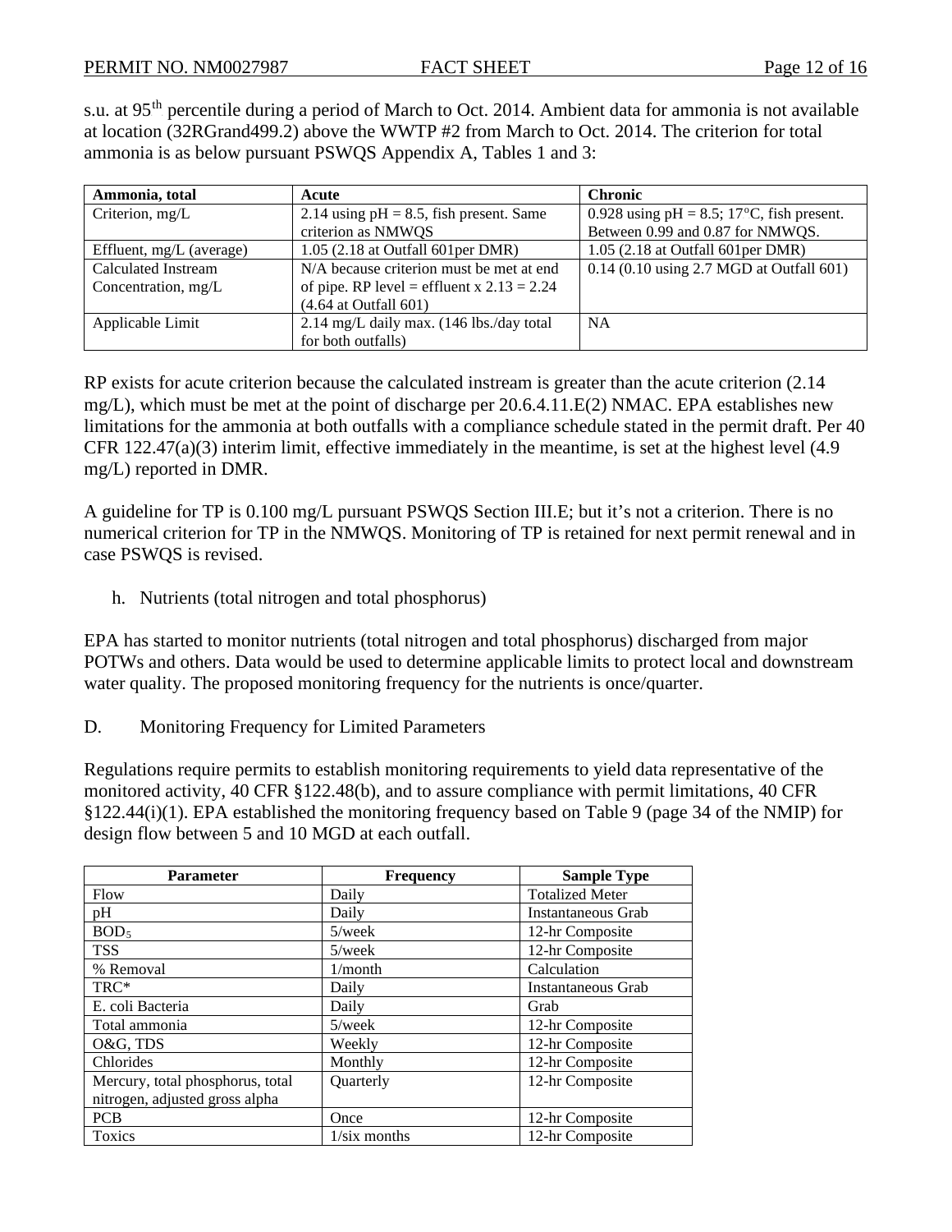s.u. at 95[th] percentile during a period of March to Oct. 2014. Ambient data for ammonia is not available at location (32RGrand499.2) above the WWTP #2 from March to Oct. 2014. The criterion for total ammonia is as below pursuant PSWQS Appendix A, Tables 1 and 3:

| Ammonia, total | Acute | Chronic |
|---|---|---|
| Criterion, mg/L | 2.14 using pH = 8.5, fish present. Same criterion as NMWQS | 0.928 using pH = 8.5; 17°C, fish present. Between 0.99 and 0.87 for NMWQS. |
| Effluent, mg/L (average) | 1.05 (2.18 at Outfall 601per DMR) | 1.05 (2.18 at Outfall 601per DMR) |
| Calculated Instream Concentration, mg/L | N/A because criterion must be met at end of pipe. RP level = effluent x 2.13 = 2.24 (4.64 at Outfall 601) | 0.14 (0.10 using 2.7 MGD at Outfall 601) |
| Applicable Limit | 2.14 mg/L daily max. (146 lbs./day total for both outfalls) | NA |

RP exists for acute criterion because the calculated instream is greater than the acute criterion (2.14 mg/L), which must be met at the point of discharge per 20.6.4.11.E(2) NMAC. EPA establishes new limitations for the ammonia at both outfalls with a compliance schedule stated in the permit draft. Per 40 CFR 122.47(a)(3) interim limit, effective immediately in the meantime, is set at the highest level (4.9 mg/L) reported in DMR.

A guideline for TP is 0.100 mg/L pursuant PSWQS Section III.E; but it's not a criterion. There is no numerical criterion for TP in the NMWQS. Monitoring of TP is retained for next permit renewal and in case PSWQS is revised.

h. Nutrients (total nitrogen and total phosphorus)

EPA has started to monitor nutrients (total nitrogen and total phosphorus) discharged from major POTWs and others. Data would be used to determine applicable limits to protect local and downstream water quality. The proposed monitoring frequency for the nutrients is once/quarter.

D. Monitoring Frequency for Limited Parameters

Regulations require permits to establish monitoring requirements to yield data representative of the monitored activity, 40 CFR §122.48(b), and to assure compliance with permit limitations, 40 CFR §122.44(i)(1). EPA established the monitoring frequency based on Table 9 (page 34 of the NMIP) for design flow between 5 and 10 MGD at each outfall.

| Parameter | Frequency | Sample Type |
|---|---|---|
| Flow | Daily | Totalized Meter |
| pH | Daily | Instantaneous Grab |
| $BOD_5$ | 5/week | 12-hr Composite |
| TSS | 5/week | 12-hr Composite |
| % Removal | 1/month | Calculation |
| TRC* | Daily | Instantaneous Grab |
| E. coli Bacteria | Daily | Grab |
| Total ammonia | 5/week | 12-hr Composite |
| O&G, TDS | Weekly | 12-hr Composite |
| Chlorides | Monthly | 12-hr Composite |
| Mercury, total phosphorus, total nitrogen, adjusted gross alpha | Quarterly | 12-hr Composite |
| PCB | Once | 12-hr Composite |
| Toxics | 1/six months | 12-hr Composite |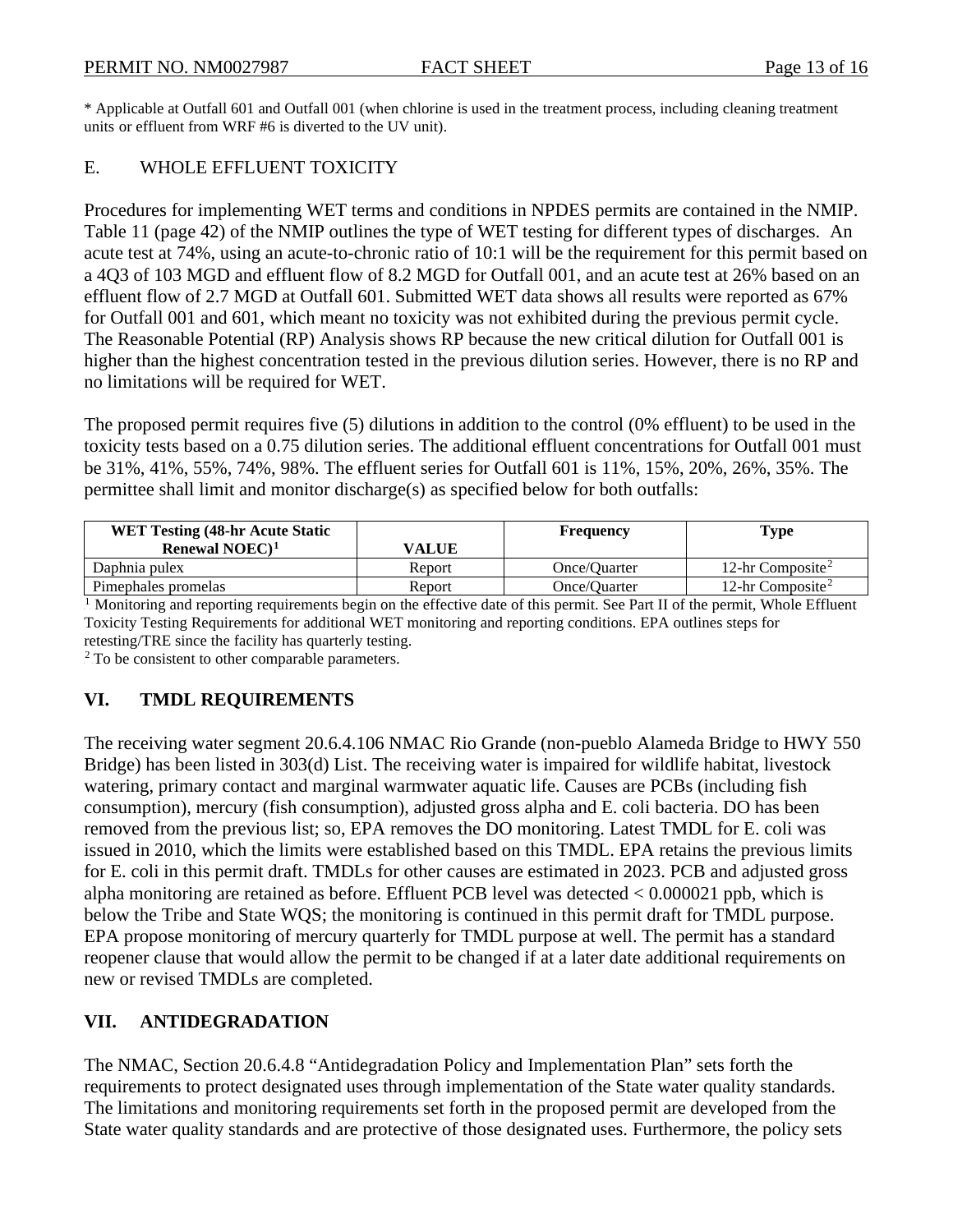* Applicable at Outfall 601 and Outfall 001 (when chlorine is used in the treatment process, including cleaning treatment units or effluent from WRF #6 is diverted to the UV unit).

## E. WHOLE EFFLUENT TOXICITY

Procedures for implementing WET terms and conditions in NPDES permits are contained in the NMIP. Table 11 (page 42) of the NMIP outlines the type of WET testing for different types of discharges. An acute test at 74%, using an acute-to-chronic ratio of 10:1 will be the requirement for this permit based on a 4Q3 of 103 MGD and effluent flow of 8.2 MGD for Outfall 001, and an acute test at 26% based on an effluent flow of 2.7 MGD at Outfall 601. Submitted WET data shows all results were reported as 67% for Outfall 001 and 601, which meant no toxicity was not exhibited during the previous permit cycle. The Reasonable Potential (RP) Analysis shows RP because the new critical dilution for Outfall 001 is higher than the highest concentration tested in the previous dilution series. However, there is no RP and no limitations will be required for WET.

The proposed permit requires five (5) dilutions in addition to the control (0% effluent) to be used in the toxicity tests based on a 0.75 dilution series. The additional effluent concentrations for Outfall 001 must be 31%, 41%, 55%, 74%, 98%. The effluent series for Outfall 601 is 11%, 15%, 20%, 26%, 35%. The permittee shall limit and monitor discharge(s) as specified below for both outfalls:

| WET Testing (48-hr Acute Static Renewal NOEC)[1] | VALUE | Frequency | Type |
|---|---|---|---|
| Daphnia pulex | Report | Once/Quarter | 12-hr Composite[2] |
| Pimephales promelas | Report | Once/Quarter | 12-hr Composite[2] |

[1] Monitoring and reporting requirements begin on the effective date of this permit. See Part II of the permit, Whole Effluent Toxicity Testing Requirements for additional WET monitoring and reporting conditions. EPA outlines steps for retesting/TRE since the facility has quarterly testing.

[2] To be consistent to other comparable parameters.

## VI. TMDL REQUIREMENTS

The receiving water segment 20.6.4.106 NMAC Rio Grande (non-pueblo Alameda Bridge to HWY 550 Bridge) has been listed in 303(d) List. The receiving water is impaired for wildlife habitat, livestock watering, primary contact and marginal warmwater aquatic life. Causes are PCBs (including fish consumption), mercury (fish consumption), adjusted gross alpha and E. coli bacteria. DO has been removed from the previous list; so, EPA removes the DO monitoring. Latest TMDL for E. coli was issued in 2010, which the limits were established based on this TMDL. EPA retains the previous limits for E. coli in this permit draft. TMDLs for other causes are estimated in 2023. PCB and adjusted gross alpha monitoring are retained as before. Effluent PCB level was detected < 0.000021 ppb, which is below the Tribe and State WQS; the monitoring is continued in this permit draft for TMDL purpose. EPA propose monitoring of mercury quarterly for TMDL purpose at well. The permit has a standard reopener clause that would allow the permit to be changed if at a later date additional requirements on new or revised TMDLs are completed.

## VII. ANTIDEGRADATION

The NMAC, Section 20.6.4.8 "Antidegradation Policy and Implementation Plan" sets forth the requirements to protect designated uses through implementation of the State water quality standards. The limitations and monitoring requirements set forth in the proposed permit are developed from the State water quality standards and are protective of those designated uses. Furthermore, the policy sets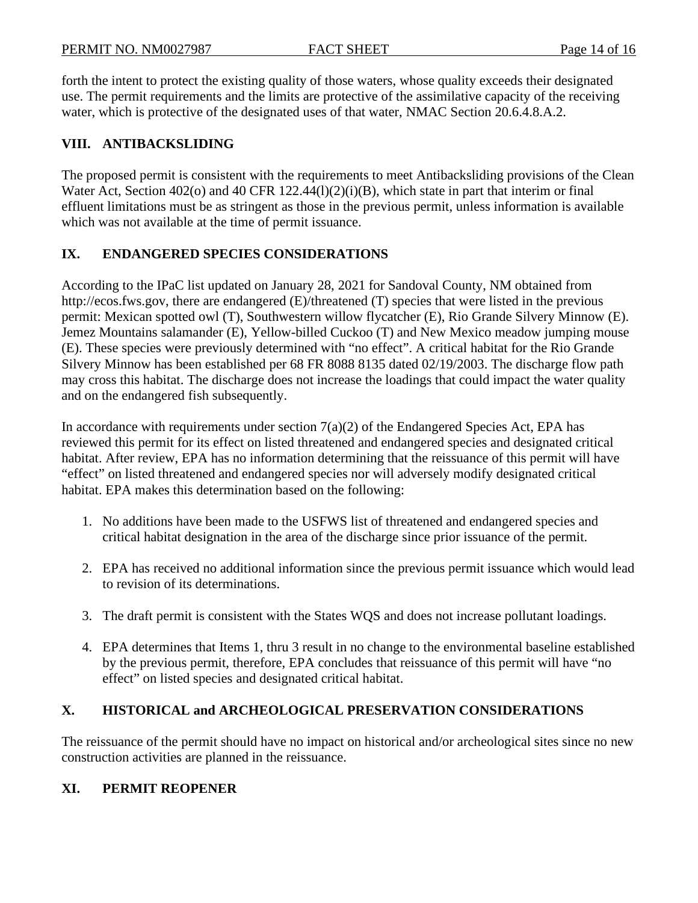forth the intent to protect the existing quality of those waters, whose quality exceeds their designated use. The permit requirements and the limits are protective of the assimilative capacity of the receiving water, which is protective of the designated uses of that water, NMAC Section 20.6.4.8.A.2.

## VIII. ANTIBACKSLIDING

The proposed permit is consistent with the requirements to meet Antibacksliding provisions of the Clean Water Act, Section 402(o) and 40 CFR 122.44(l)(2)(i)(B), which state in part that interim or final effluent limitations must be as stringent as those in the previous permit, unless information is available which was not available at the time of permit issuance.

## IX. ENDANGERED SPECIES CONSIDERATIONS

According to the IPaC list updated on January 28, 2021 for Sandoval County, NM obtained from http://ecos.fws.gov, there are endangered (E)/threatened (T) species that were listed in the previous permit: Mexican spotted owl (T), Southwestern willow flycatcher (E), Rio Grande Silvery Minnow (E). Jemez Mountains salamander (E), Yellow-billed Cuckoo (T) and New Mexico meadow jumping mouse (E). These species were previously determined with "no effect". A critical habitat for the Rio Grande Silvery Minnow has been established per 68 FR 8088 8135 dated 02/19/2003. The discharge flow path may cross this habitat. The discharge does not increase the loadings that could impact the water quality and on the endangered fish subsequently.

In accordance with requirements under section 7(a)(2) of the Endangered Species Act, EPA has reviewed this permit for its effect on listed threatened and endangered species and designated critical habitat. After review, EPA has no information determining that the reissuance of this permit will have "effect" on listed threatened and endangered species nor will adversely modify designated critical habitat. EPA makes this determination based on the following:

1. No additions have been made to the USFWS list of threatened and endangered species and critical habitat designation in the area of the discharge since prior issuance of the permit.

2. EPA has received no additional information since the previous permit issuance which would lead to revision of its determinations.

3. The draft permit is consistent with the States WQS and does not increase pollutant loadings.

4. EPA determines that Items 1, thru 3 result in no change to the environmental baseline established by the previous permit, therefore, EPA concludes that reissuance of this permit will have "no effect" on listed species and designated critical habitat.

## X. HISTORICAL and ARCHEOLOGICAL PRESERVATION CONSIDERATIONS

The reissuance of the permit should have no impact on historical and/or archeological sites since no new construction activities are planned in the reissuance.

## XI. PERMIT REOPENER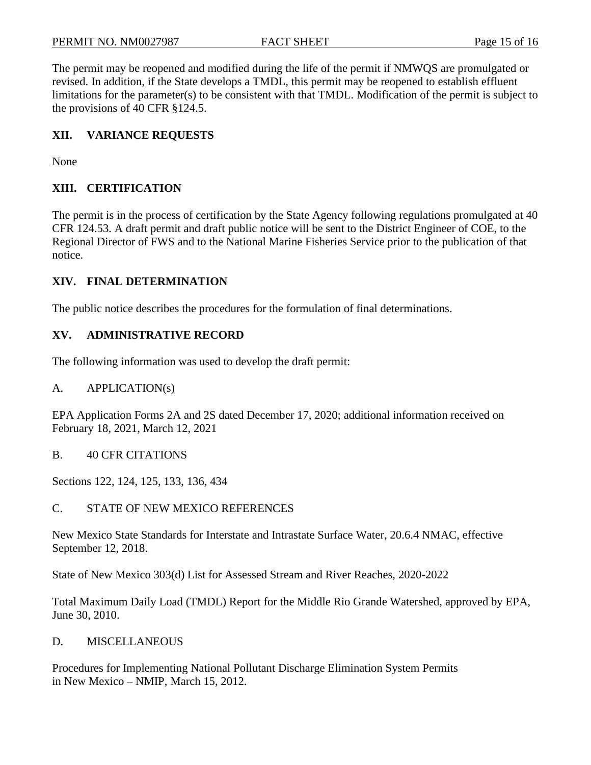The permit may be reopened and modified during the life of the permit if NMWQS are promulgated or revised. In addition, if the State develops a TMDL, this permit may be reopened to establish effluent limitations for the parameter(s) to be consistent with that TMDL. Modification of the permit is subject to the provisions of 40 CFR §124.5.

## XII. VARIANCE REQUESTS

None

## XIII. CERTIFICATION

The permit is in the process of certification by the State Agency following regulations promulgated at 40 CFR 124.53. A draft permit and draft public notice will be sent to the District Engineer of COE, to the Regional Director of FWS and to the National Marine Fisheries Service prior to the publication of that notice.

## XIV. FINAL DETERMINATION

The public notice describes the procedures for the formulation of final determinations.

## XV. ADMINISTRATIVE RECORD

The following information was used to develop the draft permit:

### A. APPLICATION(s)

EPA Application Forms 2A and 2S dated December 17, 2020; additional information received on February 18, 2021, March 12, 2021

### B. 40 CFR CITATIONS

Sections 122, 124, 125, 133, 136, 434

### C. STATE OF NEW MEXICO REFERENCES

New Mexico State Standards for Interstate and Intrastate Surface Water, 20.6.4 NMAC, effective September 12, 2018.

State of New Mexico 303(d) List for Assessed Stream and River Reaches, 2020-2022

Total Maximum Daily Load (TMDL) Report for the Middle Rio Grande Watershed, approved by EPA, June 30, 2010.

### D. MISCELLANEOUS

Procedures for Implementing National Pollutant Discharge Elimination System Permits in New Mexico – NMIP, March 15, 2012.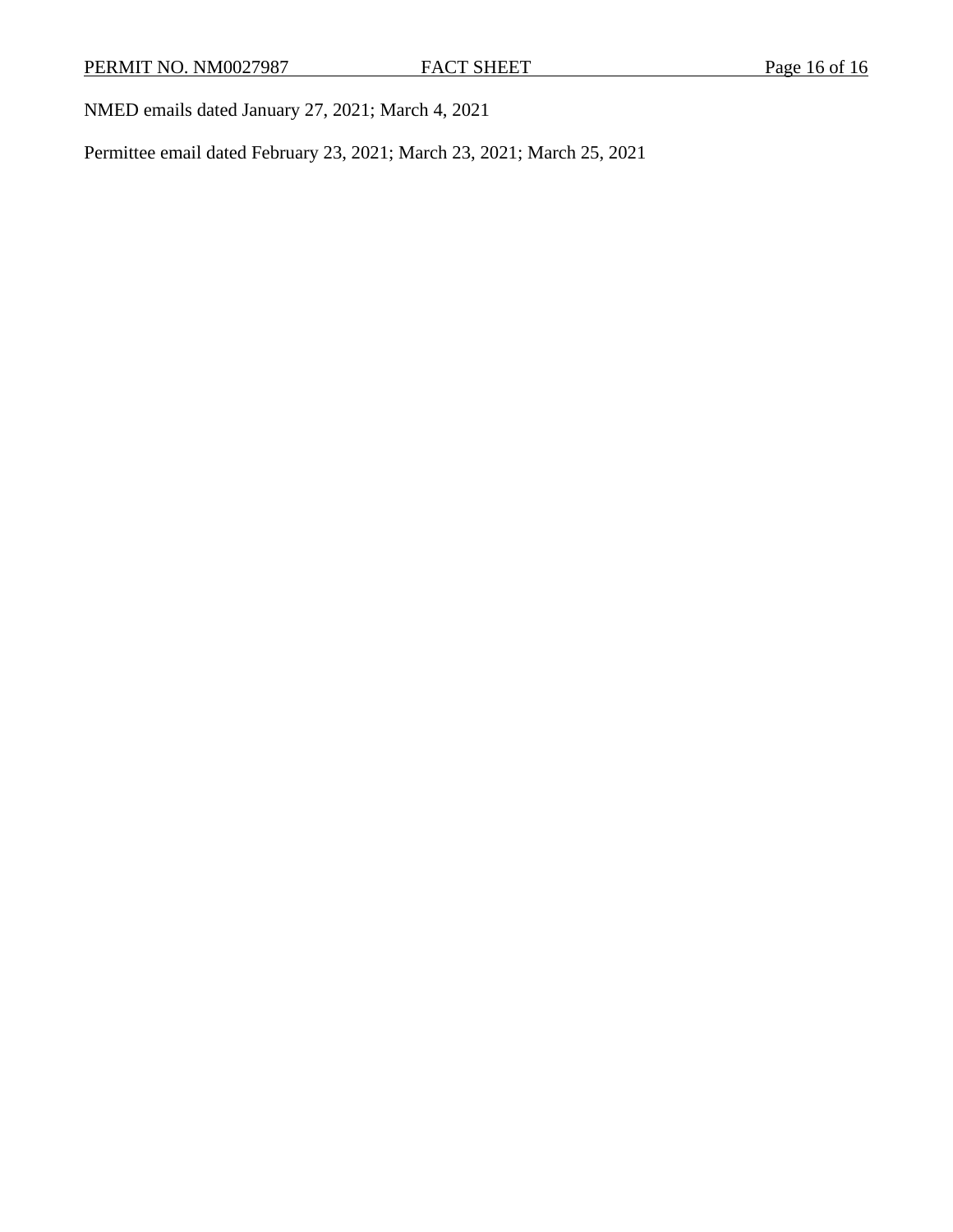NMED emails dated January 27, 2021; March 4, 2021

Permittee email dated February 23, 2021; March 23, 2021; March 25, 2021